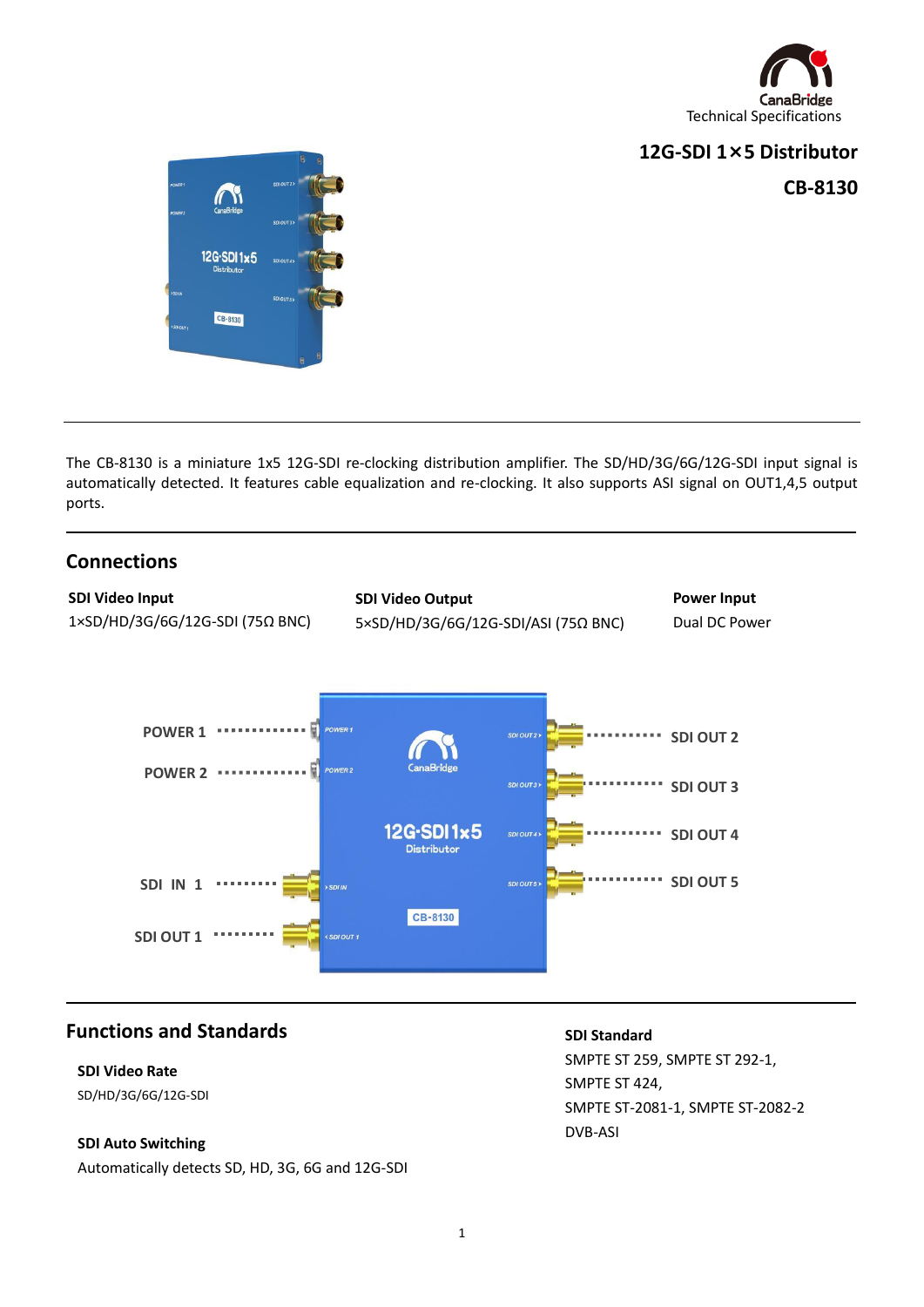CanaBridge
Technical Specifications

# 12G-SDI 1×5 Distributor

## CB-8130

The CB-8130 is a miniature 1x5 12G-SDI re-clocking distribution amplifier. The SD/HD/3G/6G/12G-SDI input signal is automatically detected. It features cable equalization and re-clocking. It also supports ASI signal on OUT1,4,5 output ports.

## Connections

**SDI Video Input**
1×SD/HD/3G/6G/12G-SDI (75Ω BNC)

**SDI Video Output**
5×SD/HD/3G/6G/12G-SDI/ASI (75Ω BNC)

**Power Input**
Dual DC Power

POWER 1
POWER 2
SDI IN 1
SDI OUT 1
SDI OUT 2
SDI OUT 3
SDI OUT 4
SDI OUT 5

## Functions and Standards

**SDI Video Rate**
SD/HD/3G/6G/12G-SDI

**SDI Auto Switching**
Automatically detects SD, HD, 3G, 6G and 12G-SDI

**SDI Standard**
SMPTE ST 259, SMPTE ST 292-1,
SMPTE ST 424,
SMPTE ST-2081-1, SMPTE ST-2082-2
DVB-ASI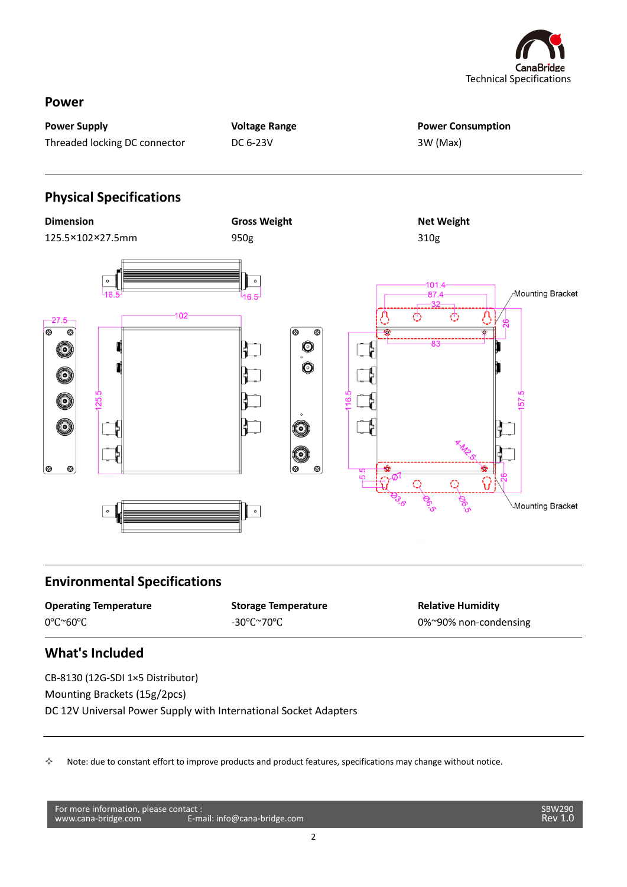## Power

| Power Supply | Voltage Range | Power Consumption |
|---|---|---|
| Threaded locking DC connector | DC 6-23V | 3W (Max) |

## Physical Specifications

| Dimension | Gross Weight | Net Weight |
|---|---|---|
| 125.5×102×27.5mm | 950g | 310g |

## Environmental Specifications

| Operating Temperature | Storage Temperature | Relative Humidity |
|---|---|---|
| 0℃~60℃ | -30℃~70℃ | 0%~90% non-condensing |

## What's Included

CB-8130 (12G-SDI 1×5 Distributor)
Mounting Brackets (15g/2pcs)
DC 12V Universal Power Supply with International Socket Adapters

✧ Note: due to constant effort to improve products and product features, specifications may change without notice.

For more information, please contact :
www.cana-bridge.com E-mail: info@cana-bridge.com